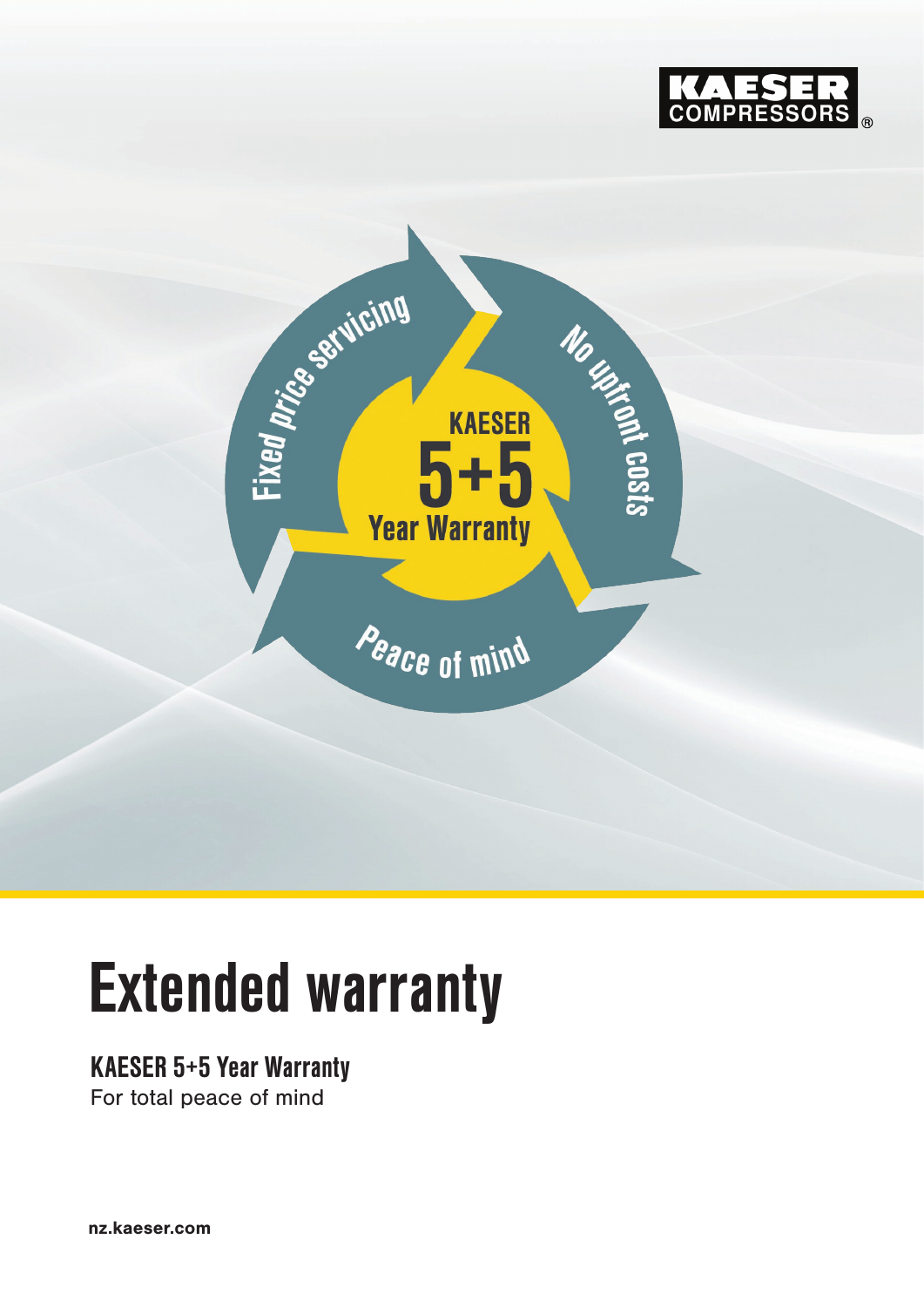KAESER COMPRESSORS

Fixed price servicing

No upfront costs

Peace of mind

KAESER
5+5
Year Warranty

# Extended warranty

## KAESER 5+5 Year Warranty

For total peace of mind

**nz.kaeser.com**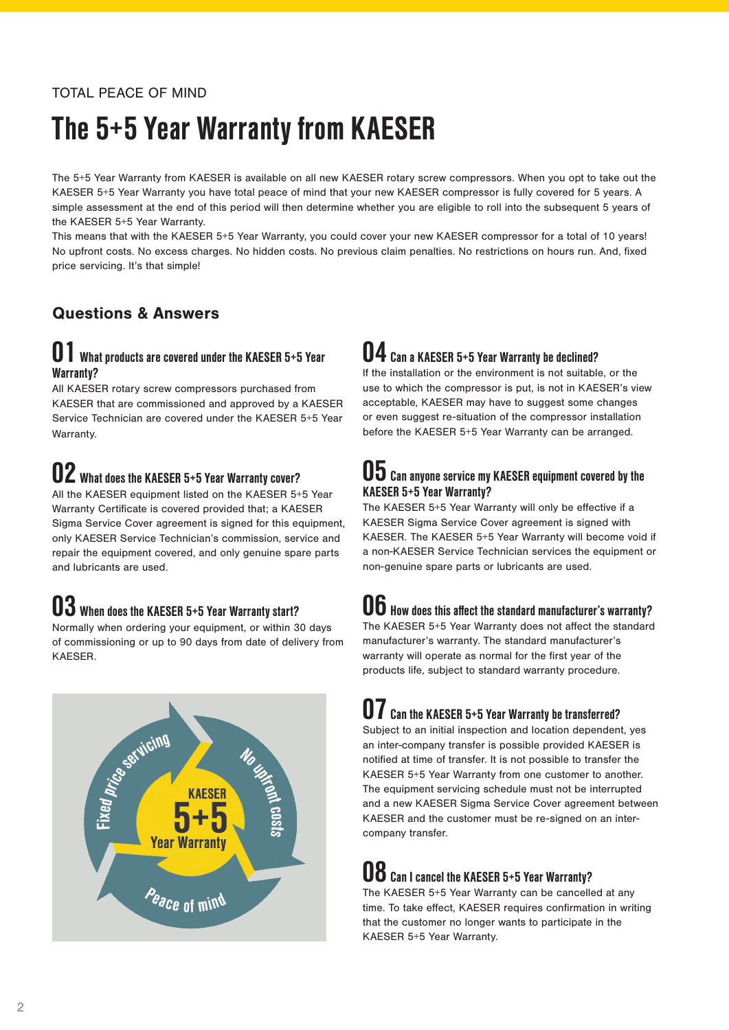TOTAL PEACE OF MIND

# The 5+5 Year Warranty from KAESER

The 5+5 Year Warranty from KAESER is available on all new KAESER rotary screw compressors. When you opt to take out the KAESER 5+5 Year Warranty you have total peace of mind that your new KAESER compressor is fully covered for 5 years. A simple assessment at the end of this period will then determine whether you are eligible to roll into the subsequent 5 years of the KAESER 5+5 Year Warranty.
This means that with the KAESER 5+5 Year Warranty, you could cover your new KAESER compressor for a total of 10 years! No upfront costs. No excess charges. No hidden costs. No previous claim penalties. No restrictions on hours run. And, fixed price servicing. It's that simple!

## Questions & Answers

### 01 What products are covered under the KAESER 5+5 Year Warranty?

All KAESER rotary screw compressors purchased from KAESER that are commissioned and approved by a KAESER Service Technician are covered under the KAESER 5+5 Year Warranty.

### 02 What does the KAESER 5+5 Year Warranty cover?

All the KAESER equipment listed on the KAESER 5+5 Year Warranty Certificate is covered provided that; a KAESER Sigma Service Cover agreement is signed for this equipment, only KAESER Service Technician's commission, service and repair the equipment covered, and only genuine spare parts and lubricants are used.

### 03 When does the KAESER 5+5 Year Warranty start?

Normally when ordering your equipment, or within 30 days of commissioning or up to 90 days from date of delivery from KAESER.

Fixed price servicing

No upfront costs

KAESER 5+5 Year Warranty

Peace of mind

### 04 Can a KAESER 5+5 Year Warranty be declined?

If the installation or the environment is not suitable, or the use to which the compressor is put, is not in KAESER's view acceptable, KAESER may have to suggest some changes or even suggest re-situation of the compressor installation before the KAESER 5+5 Year Warranty can be arranged.

### 05 Can anyone service my KAESER equipment covered by the KAESER 5+5 Year Warranty?

The KAESER 5+5 Year Warranty will only be effective if a KAESER Sigma Service Cover agreement is signed with KAESER. The KAESER 5+5 Year Warranty will become void if a non-KAESER Service Technician services the equipment or non-genuine spare parts or lubricants are used.

### 06 How does this affect the standard manufacturer's warranty?

The KAESER 5+5 Year Warranty does not affect the standard manufacturer's warranty. The standard manufacturer's warranty will operate as normal for the first year of the products life, subject to standard warranty procedure.

### 07 Can the KAESER 5+5 Year Warranty be transferred?

Subject to an initial inspection and location dependent, yes an inter-company transfer is possible provided KAESER is notified at time of transfer. It is not possible to transfer the KAESER 5+5 Year Warranty from one customer to another. The equipment servicing schedule must not be interrupted and a new KAESER Sigma Service Cover agreement between KAESER and the customer must be re-signed on an inter-company transfer.

### 08 Can I cancel the KAESER 5+5 Year Warranty?

The KAESER 5+5 Year Warranty can be cancelled at any time. To take effect, KAESER requires confirmation in writing that the customer no longer wants to participate in the KAESER 5+5 Year Warranty.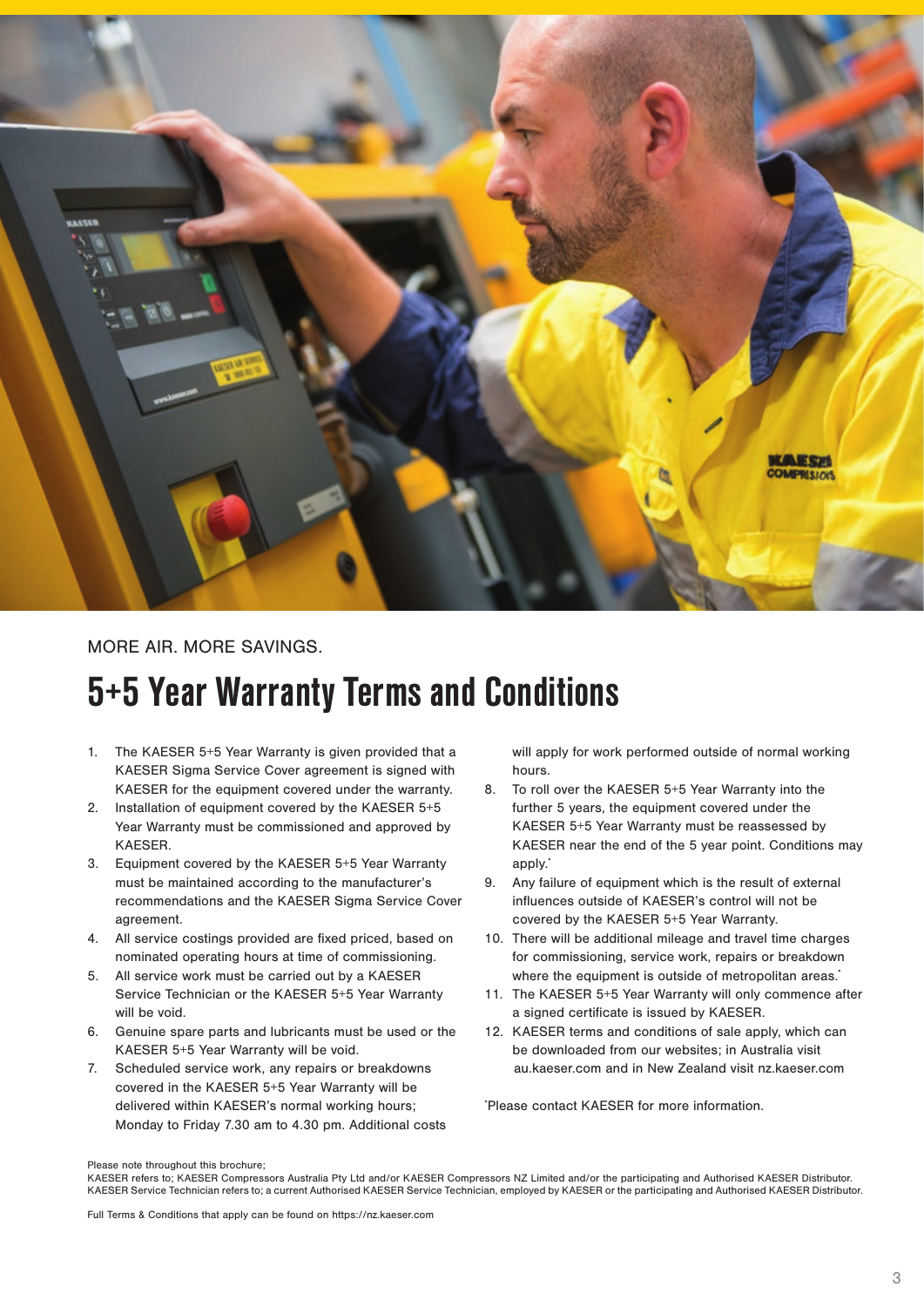MORE AIR. MORE SAVINGS.

# 5+5 Year Warranty Terms and Conditions

1. The KAESER 5+5 Year Warranty is given provided that a KAESER Sigma Service Cover agreement is signed with KAESER for the equipment covered under the warranty.
2. Installation of equipment covered by the KAESER 5+5 Year Warranty must be commissioned and approved by KAESER.
3. Equipment covered by the KAESER 5+5 Year Warranty must be maintained according to the manufacturer's recommendations and the KAESER Sigma Service Cover agreement.
4. All service costings provided are fixed priced, based on nominated operating hours at time of commissioning.
5. All service work must be carried out by a KAESER Service Technician or the KAESER 5+5 Year Warranty will be void.
6. Genuine spare parts and lubricants must be used or the KAESER 5+5 Year Warranty will be void.
7. Scheduled service work, any repairs or breakdowns covered in the KAESER 5+5 Year Warranty will be delivered within KAESER's normal working hours; Monday to Friday 7.30 am to 4.30 pm. Additional costs will apply for work performed outside of normal working hours.
8. To roll over the KAESER 5+5 Year Warranty into the further 5 years, the equipment covered under the KAESER 5+5 Year Warranty must be reassessed by KAESER near the end of the 5 year point. Conditions may apply.*
9. Any failure of equipment which is the result of external influences outside of KAESER's control will not be covered by the KAESER 5+5 Year Warranty.
10. There will be additional mileage and travel time charges for commissioning, service work, repairs or breakdown where the equipment is outside of metropolitan areas.*
11. The KAESER 5+5 Year Warranty will only commence after a signed certificate is issued by KAESER.
12. KAESER terms and conditions of sale apply, which can be downloaded from our websites; in Australia visit au.kaeser.com and in New Zealand visit nz.kaeser.com

*Please contact KAESER for more information.

Please note throughout this brochure;
KAESER refers to; KAESER Compressors Australia Pty Ltd and/or KAESER Compressors NZ Limited and/or the participating and Authorised KAESER Distributor.
KAESER Service Technician refers to; a current Authorised KAESER Service Technician, employed by KAESER or the participating and Authorised KAESER Distributor.

Full Terms & Conditions that apply can be found on https://nz.kaeser.com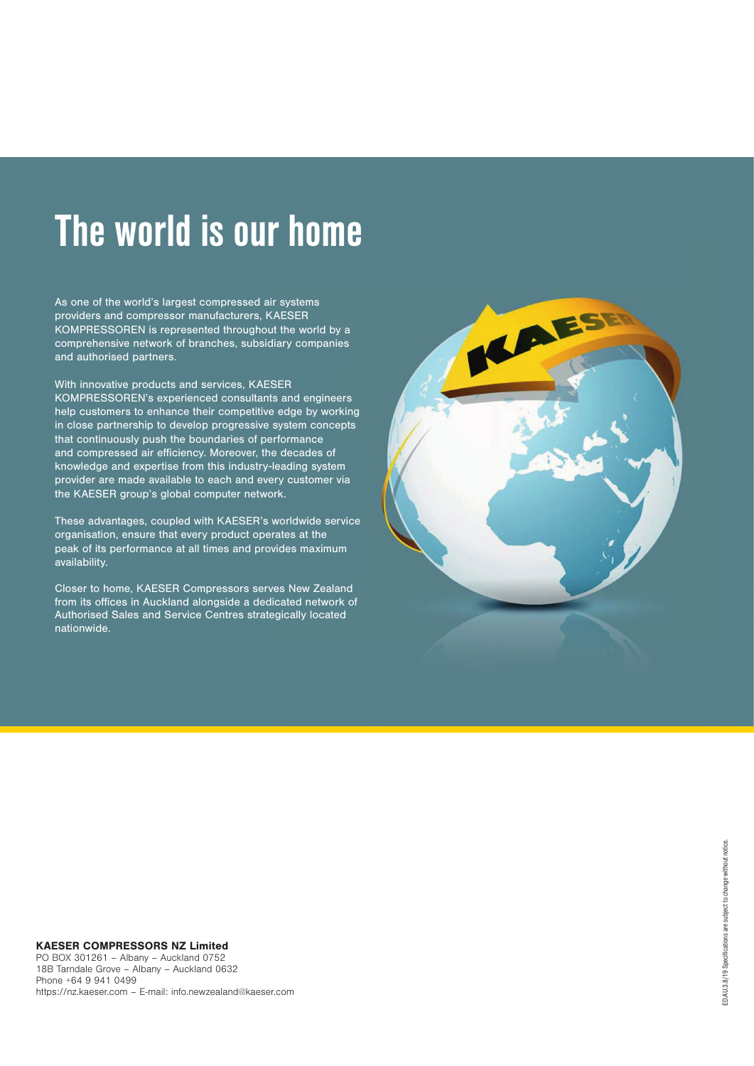# The world is our home

As one of the world's largest compressed air systems providers and compressor manufacturers, KAESER KOMPRESSOREN is represented throughout the world by a comprehensive network of branches, subsidiary companies and authorised partners.

With innovative products and services, KAESER KOMPRESSOREN's experienced consultants and engineers help customers to enhance their competitive edge by working in close partnership to develop progressive system concepts that continuously push the boundaries of performance and compressed air efficiency. Moreover, the decades of knowledge and expertise from this industry-leading system provider are made available to each and every customer via the KAESER group's global computer network.

These advantages, coupled with KAESER's worldwide service organisation, ensure that every product operates at the peak of its performance at all times and provides maximum availability.

Closer to home, KAESER Compressors serves New Zealand from its offices in Auckland alongside a dedicated network of Authorised Sales and Service Centres strategically located nationwide.

**KAESER COMPRESSORS NZ Limited**
PO BOX 301261 – Albany – Auckland 0752
18B Tarndale Grove – Albany – Auckland 0632
Phone +64 9 941 0499
https://nz.kaeser.com – E-mail: info.newzealand@kaeser.com

E0.AU3.8/19 Specifications are subject to change without notice.